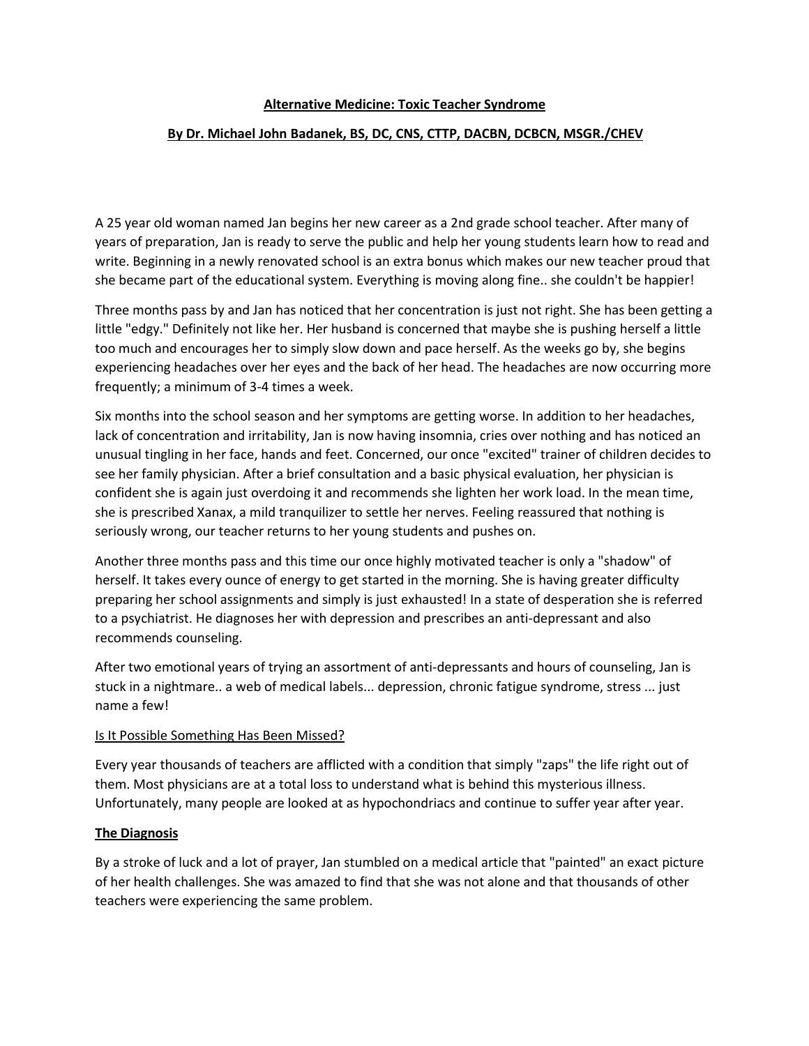# Alternative Medicine: Toxic Teacher Syndrome

## By Dr. Michael John Badanek, BS, DC, CNS, CTTP, DACBN, DCBCN, MSGR./CHEV

A 25 year old woman named Jan begins her new career as a 2nd grade school teacher. After many of years of preparation, Jan is ready to serve the public and help her young students learn how to read and write. Beginning in a newly renovated school is an extra bonus which makes our new teacher proud that she became part of the educational system. Everything is moving along fine.. she couldn't be happier!

Three months pass by and Jan has noticed that her concentration is just not right. She has been getting a little "edgy." Definitely not like her. Her husband is concerned that maybe she is pushing herself a little too much and encourages her to simply slow down and pace herself. As the weeks go by, she begins experiencing headaches over her eyes and the back of her head. The headaches are now occurring more frequently; a minimum of 3-4 times a week.

Six months into the school season and her symptoms are getting worse. In addition to her headaches, lack of concentration and irritability, Jan is now having insomnia, cries over nothing and has noticed an unusual tingling in her face, hands and feet. Concerned, our once "excited" trainer of children decides to see her family physician. After a brief consultation and a basic physical evaluation, her physician is confident she is again just overdoing it and recommends she lighten her work load. In the mean time, she is prescribed Xanax, a mild tranquilizer to settle her nerves. Feeling reassured that nothing is seriously wrong, our teacher returns to her young students and pushes on.

Another three months pass and this time our once highly motivated teacher is only a "shadow" of herself. It takes every ounce of energy to get started in the morning. She is having greater difficulty preparing her school assignments and simply is just exhausted! In a state of desperation she is referred to a psychiatrist. He diagnoses her with depression and prescribes an anti-depressant and also recommends counseling.

After two emotional years of trying an assortment of anti-depressants and hours of counseling, Jan is stuck in a nightmare.. a web of medical labels... depression, chronic fatigue syndrome, stress ... just name a few!

Is It Possible Something Has Been Missed?

Every year thousands of teachers are afflicted with a condition that simply "zaps" the life right out of them. Most physicians are at a total loss to understand what is behind this mysterious illness. Unfortunately, many people are looked at as hypochondriacs and continue to suffer year after year.

### The Diagnosis

By a stroke of luck and a lot of prayer, Jan stumbled on a medical article that "painted" an exact picture of her health challenges. She was amazed to find that she was not alone and that thousands of other teachers were experiencing the same problem.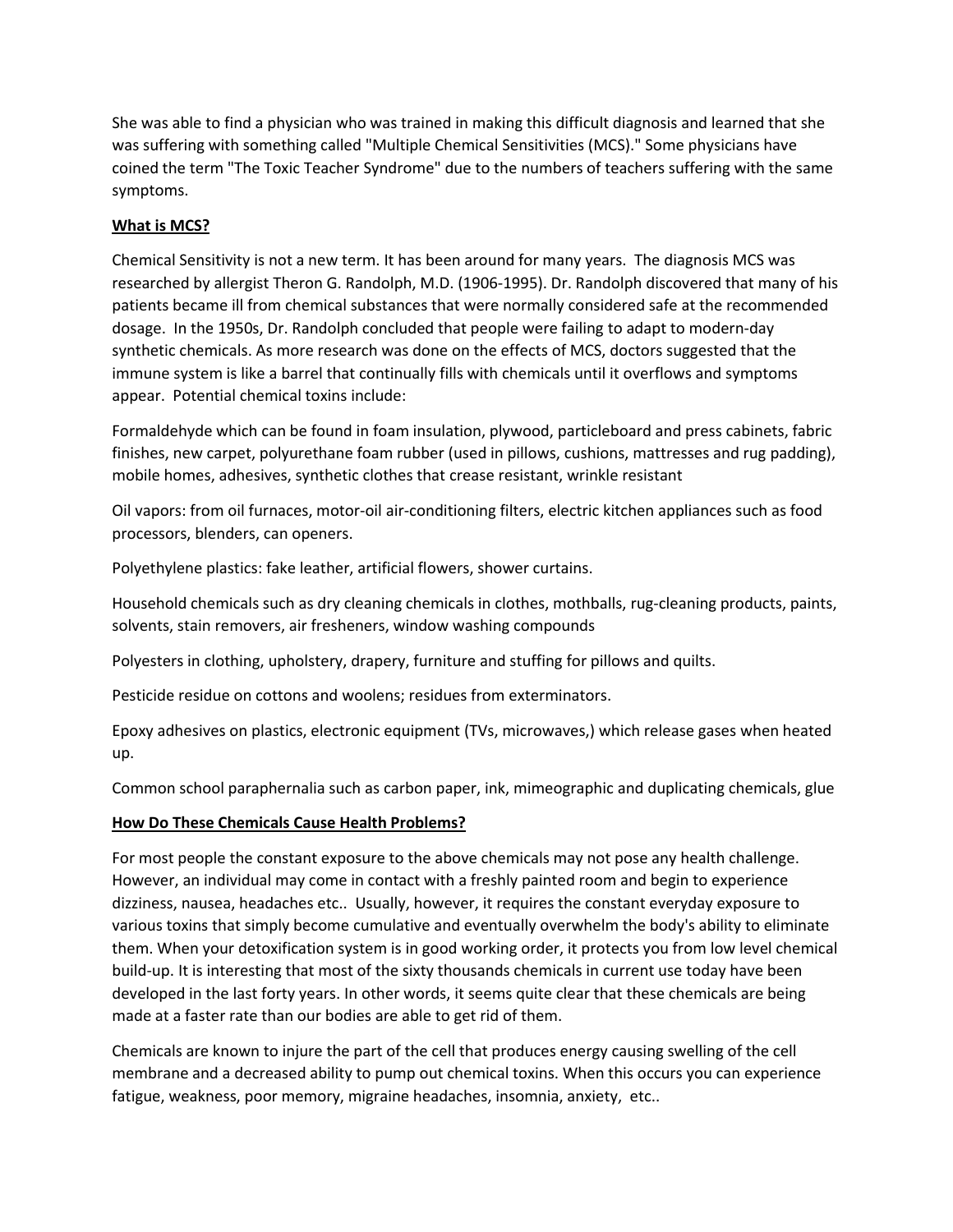She was able to find a physician who was trained in making this difficult diagnosis and learned that she was suffering with something called "Multiple Chemical Sensitivities (MCS)." Some physicians have coined the term "The Toxic Teacher Syndrome" due to the numbers of teachers suffering with the same symptoms.

**What is MCS?**

Chemical Sensitivity is not a new term. It has been around for many years. The diagnosis MCS was researched by allergist Theron G. Randolph, M.D. (1906-1995). Dr. Randolph discovered that many of his patients became ill from chemical substances that were normally considered safe at the recommended dosage. In the 1950s, Dr. Randolph concluded that people were failing to adapt to modern-day synthetic chemicals. As more research was done on the effects of MCS, doctors suggested that the immune system is like a barrel that continually fills with chemicals until it overflows and symptoms appear. Potential chemical toxins include:

Formaldehyde which can be found in foam insulation, plywood, particleboard and press cabinets, fabric finishes, new carpet, polyurethane foam rubber (used in pillows, cushions, mattresses and rug padding), mobile homes, adhesives, synthetic clothes that crease resistant, wrinkle resistant

Oil vapors: from oil furnaces, motor-oil air-conditioning filters, electric kitchen appliances such as food processors, blenders, can openers.

Polyethylene plastics: fake leather, artificial flowers, shower curtains.

Household chemicals such as dry cleaning chemicals in clothes, mothballs, rug-cleaning products, paints, solvents, stain removers, air fresheners, window washing compounds

Polyesters in clothing, upholstery, drapery, furniture and stuffing for pillows and quilts.

Pesticide residue on cottons and woolens; residues from exterminators.

Epoxy adhesives on plastics, electronic equipment (TVs, microwaves,) which release gases when heated up.

Common school paraphernalia such as carbon paper, ink, mimeographic and duplicating chemicals, glue

**How Do These Chemicals Cause Health Problems?**

For most people the constant exposure to the above chemicals may not pose any health challenge. However, an individual may come in contact with a freshly painted room and begin to experience dizziness, nausea, headaches etc.. Usually, however, it requires the constant everyday exposure to various toxins that simply become cumulative and eventually overwhelm the body's ability to eliminate them. When your detoxification system is in good working order, it protects you from low level chemical build-up. It is interesting that most of the sixty thousands chemicals in current use today have been developed in the last forty years. In other words, it seems quite clear that these chemicals are being made at a faster rate than our bodies are able to get rid of them.

Chemicals are known to injure the part of the cell that produces energy causing swelling of the cell membrane and a decreased ability to pump out chemical toxins. When this occurs you can experience fatigue, weakness, poor memory, migraine headaches, insomnia, anxiety, etc..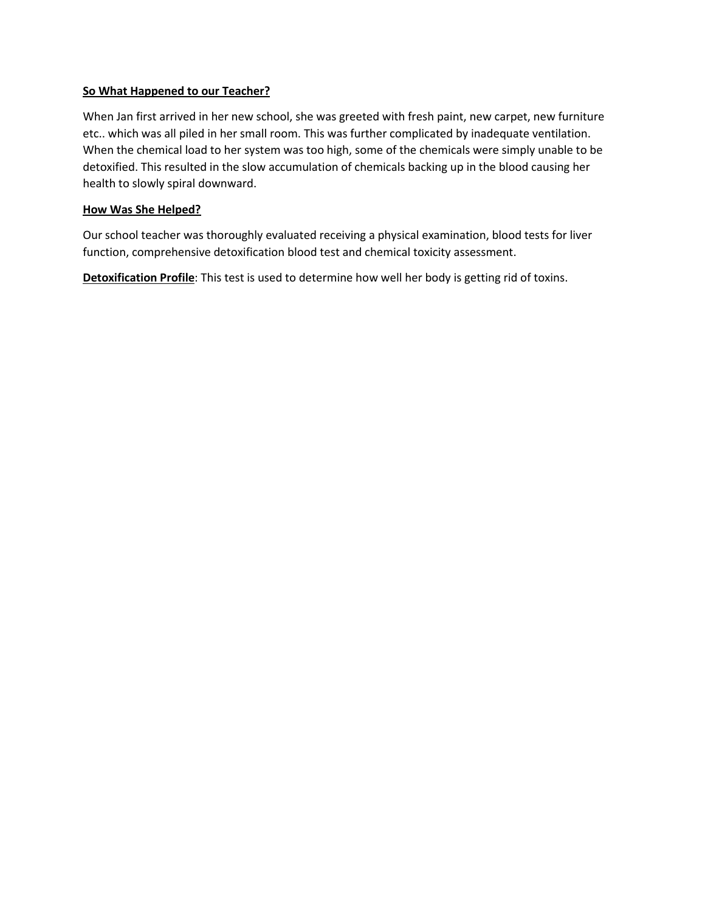**So What Happened to our Teacher?**

When Jan first arrived in her new school, she was greeted with fresh paint, new carpet, new furniture etc.. which was all piled in her small room. This was further complicated by inadequate ventilation. When the chemical load to her system was too high, some of the chemicals were simply unable to be detoxified. This resulted in the slow accumulation of chemicals backing up in the blood causing her health to slowly spiral downward.

**How Was She Helped?**

Our school teacher was thoroughly evaluated receiving a physical examination, blood tests for liver function, comprehensive detoxification blood test and chemical toxicity assessment.

**Detoxification Profile**: This test is used to determine how well her body is getting rid of toxins.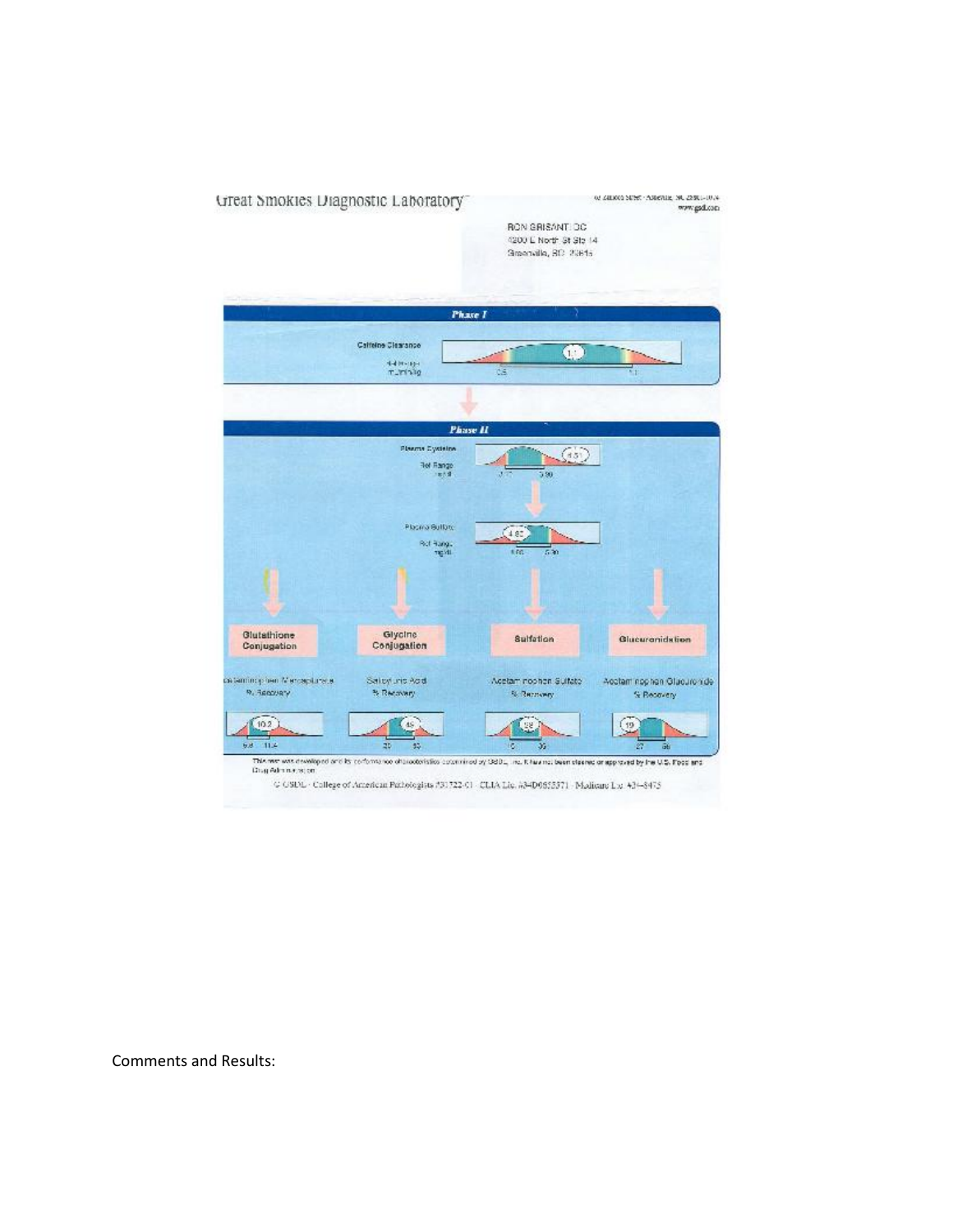Great Smokies Diagnostic Laboratory

RON GRISANTI DC
1200 E North St Ste 14
Greenville, SC 29615

*Phase I*

Caffeine Clearance

4-4 ml/kg/min

11

0.5 — 1.1

*Phase II*

Plasma Cysteine
Ref Range mg/dl

(4.51)

3.17 — 5.90

Plasma Sulfate
Ref Range mg/dl

4.82

4.00 — 5.30

| Glutathione Conjugation | Glycine Conjugation | Sulfation | Glucuronidation |
| --- | --- | --- | --- |
| Acetaminophen Mercapturate % Recovery | Salicyluric Acid % Recovery | Acetaminophen Sulfate % Recovery | Acetaminophen Glucuronide % Recovery |
| 10.2 | 45 | 29 | 19 |
| 5.8 — 11.4 | 33 — 55 | 19 — 35 | 27 — 56 |

This test was developed and its performance characteristics determined by GSDL, Inc. It has not been cleared or approved by the U.S. Food and Drug Administration.

© GSDL · College of American Pathologists #31722-01 · CLIA Lic. #34D0655571 · Medicare Lic. #34-8475

Comments and Results: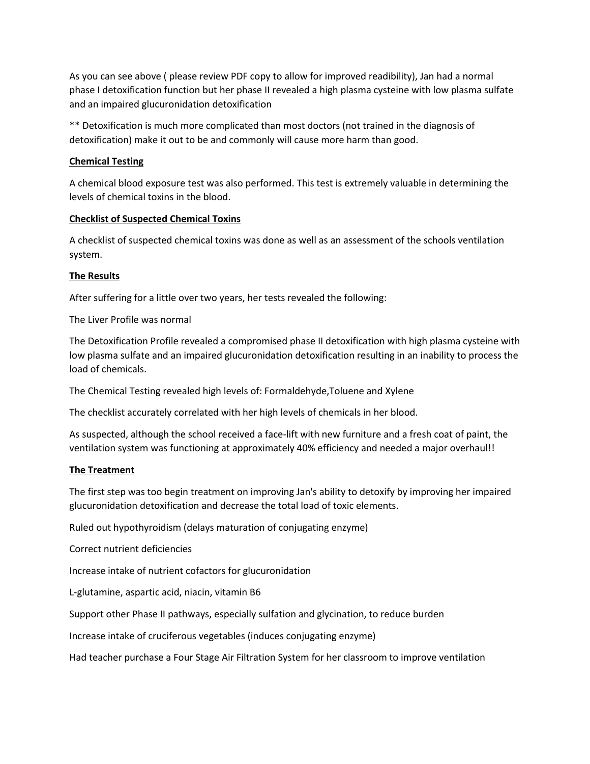As you can see above ( please review PDF copy to allow for improved readibility), Jan had a normal phase I detoxification function but her phase II revealed a high plasma cysteine with low plasma sulfate and an impaired glucuronidation detoxification

** Detoxification is much more complicated than most doctors (not trained in the diagnosis of detoxification) make it out to be and commonly will cause more harm than good.

**Chemical Testing**

A chemical blood exposure test was also performed. This test is extremely valuable in determining the levels of chemical toxins in the blood.

**Checklist of Suspected Chemical Toxins**

A checklist of suspected chemical toxins was done as well as an assessment of the schools ventilation system.

**The Results**

After suffering for a little over two years, her tests revealed the following:

The Liver Profile was normal

The Detoxification Profile revealed a compromised phase II detoxification with high plasma cysteine with low plasma sulfate and an impaired glucuronidation detoxification resulting in an inability to process the load of chemicals.

The Chemical Testing revealed high levels of: Formaldehyde,Toluene and Xylene

The checklist accurately correlated with her high levels of chemicals in her blood.

As suspected, although the school received a face-lift with new furniture and a fresh coat of paint, the ventilation system was functioning at approximately 40% efficiency and needed a major overhaul!!

**The Treatment**

The first step was too begin treatment on improving Jan's ability to detoxify by improving her impaired glucuronidation detoxification and decrease the total load of toxic elements.

Ruled out hypothyroidism (delays maturation of conjugating enzyme)

Correct nutrient deficiencies

Increase intake of nutrient cofactors for glucuronidation

L-glutamine, aspartic acid, niacin, vitamin B6

Support other Phase II pathways, especially sulfation and glycination, to reduce burden

Increase intake of cruciferous vegetables (induces conjugating enzyme)

Had teacher purchase a Four Stage Air Filtration System for her classroom to improve ventilation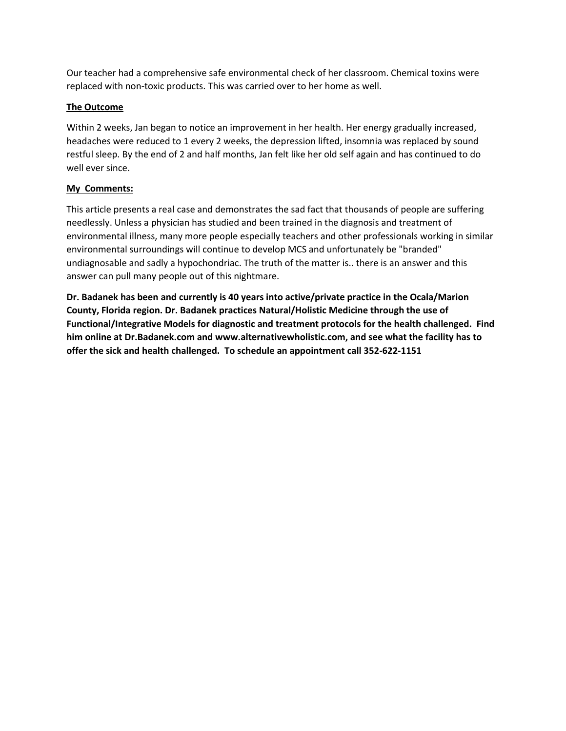Our teacher had a comprehensive safe environmental check of her classroom. Chemical toxins were replaced with non-toxic products. This was carried over to her home as well.

**<u>The Outcome</u>**

Within 2 weeks, Jan began to notice an improvement in her health. Her energy gradually increased, headaches were reduced to 1 every 2 weeks, the depression lifted, insomnia was replaced by sound restful sleep. By the end of 2 and half months, Jan felt like her old self again and has continued to do well ever since.

**<u>My Comments:</u>**

This article presents a real case and demonstrates the sad fact that thousands of people are suffering needlessly. Unless a physician has studied and been trained in the diagnosis and treatment of environmental illness, many more people especially teachers and other professionals working in similar environmental surroundings will continue to develop MCS and unfortunately be "branded" undiagnosable and sadly a hypochondriac. The truth of the matter is.. there is an answer and this answer can pull many people out of this nightmare.

**Dr. Badanek has been and currently is 40 years into active/private practice in the Ocala/Marion County, Florida region. Dr. Badanek practices Natural/Holistic Medicine through the use of Functional/Integrative Models for diagnostic and treatment protocols for the health challenged. Find him online at Dr.Badanek.com and www.alternativewholistic.com, and see what the facility has to offer the sick and health challenged. To schedule an appointment call 352-622-1151**